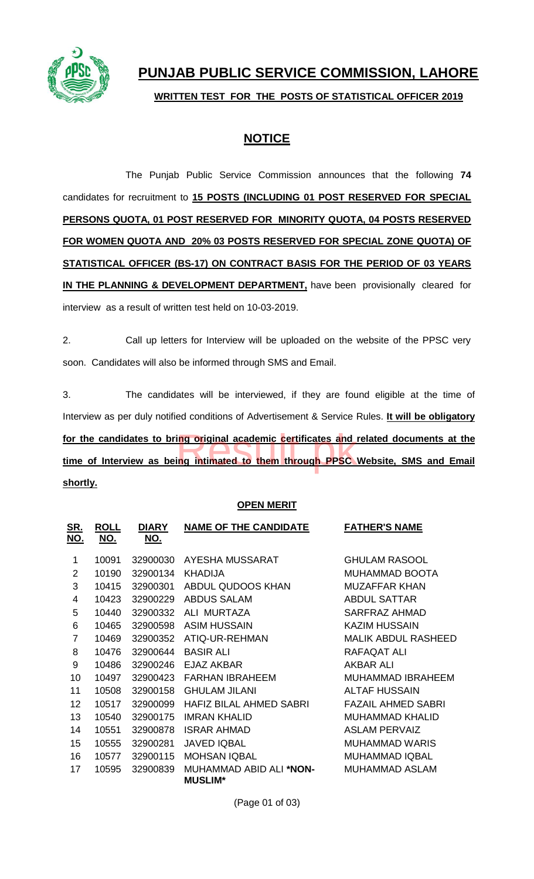# PUNJAB PUBLIC SERVICE COMMISSION, LAHORE

**WRITTEN TEST FOR THE POSTS OF STATISTICAL OFFICER 2019**

## NOTICE

The Punjab Public Service Commission announces that the following **74** candidates for recruitment to **15 POSTS (INCLUDING 01 POST RESERVED FOR SPECIAL PERSONS QUOTA, 01 POST RESERVED FOR MINORITY QUOTA, 04 POSTS RESERVED FOR WOMEN QUOTA AND 20% 03 POSTS RESERVED FOR SPECIAL ZONE QUOTA) OF STATISTICAL OFFICER (BS-17) ON CONTRACT BASIS FOR THE PERIOD OF 03 YEARS IN THE PLANNING & DEVELOPMENT DEPARTMENT,** have been provisionally cleared for interview as a result of written test held on 10-03-2019.

2. Call up letters for Interview will be uploaded on the website of the PPSC very soon. Candidates will also be informed through SMS and Email.

3. The candidates will be interviewed, if they are found eligible at the time of Interview as per duly notified conditions of Advertisement & Service Rules. **It will be obligatory for the candidates to bring original academic certificates and related documents at the time of Interview as being intimated to them through PPSC Website, SMS and Email shortly.**

**OPEN MERIT**

| SR. NO. | ROLL NO. | DIARY NO. | NAME OF THE CANDIDATE | FATHER'S NAME |
|---|---|---|---|---|
| 1 | 10091 | 32900030 | AYESHA MUSSARAT | GHULAM RASOOL |
| 2 | 10190 | 32900134 | KHADIJA | MUHAMMAD BOOTA |
| 3 | 10415 | 32900301 | ABDUL QUDOOS KHAN | MUZAFFAR KHAN |
| 4 | 10423 | 32900229 | ABDUS SALAM | ABDUL SATTAR |
| 5 | 10440 | 32900332 | ALI MURTAZA | SARFRAZ AHMAD |
| 6 | 10465 | 32900598 | ASIM HUSSAIN | KAZIM HUSSAIN |
| 7 | 10469 | 32900352 | ATIQ-UR-REHMAN | MALIK ABDUL RASHEED |
| 8 | 10476 | 32900644 | BASIR ALI | RAFAQAT ALI |
| 9 | 10486 | 32900246 | EJAZ AKBAR | AKBAR ALI |
| 10 | 10497 | 32900423 | FARHAN IBRAHEEM | MUHAMMAD IBRAHEEM |
| 11 | 10508 | 32900158 | GHULAM JILANI | ALTAF HUSSAIN |
| 12 | 10517 | 32900099 | HAFIZ BILAL AHMED SABRI | FAZAIL AHMED SABRI |
| 13 | 10540 | 32900175 | IMRAN KHALID | MUHAMMAD KHALID |
| 14 | 10551 | 32900878 | ISRAR AHMAD | ASLAM PERVAIZ |
| 15 | 10555 | 32900281 | JAVED IQBAL | MUHAMMAD WARIS |
| 16 | 10577 | 32900115 | MOHSAN IQBAL | MUHAMMAD IQBAL |
| 17 | 10595 | 32900839 | MUHAMMAD ABID ALI ***NON-MUSLIM*** | MUHAMMAD ASLAM |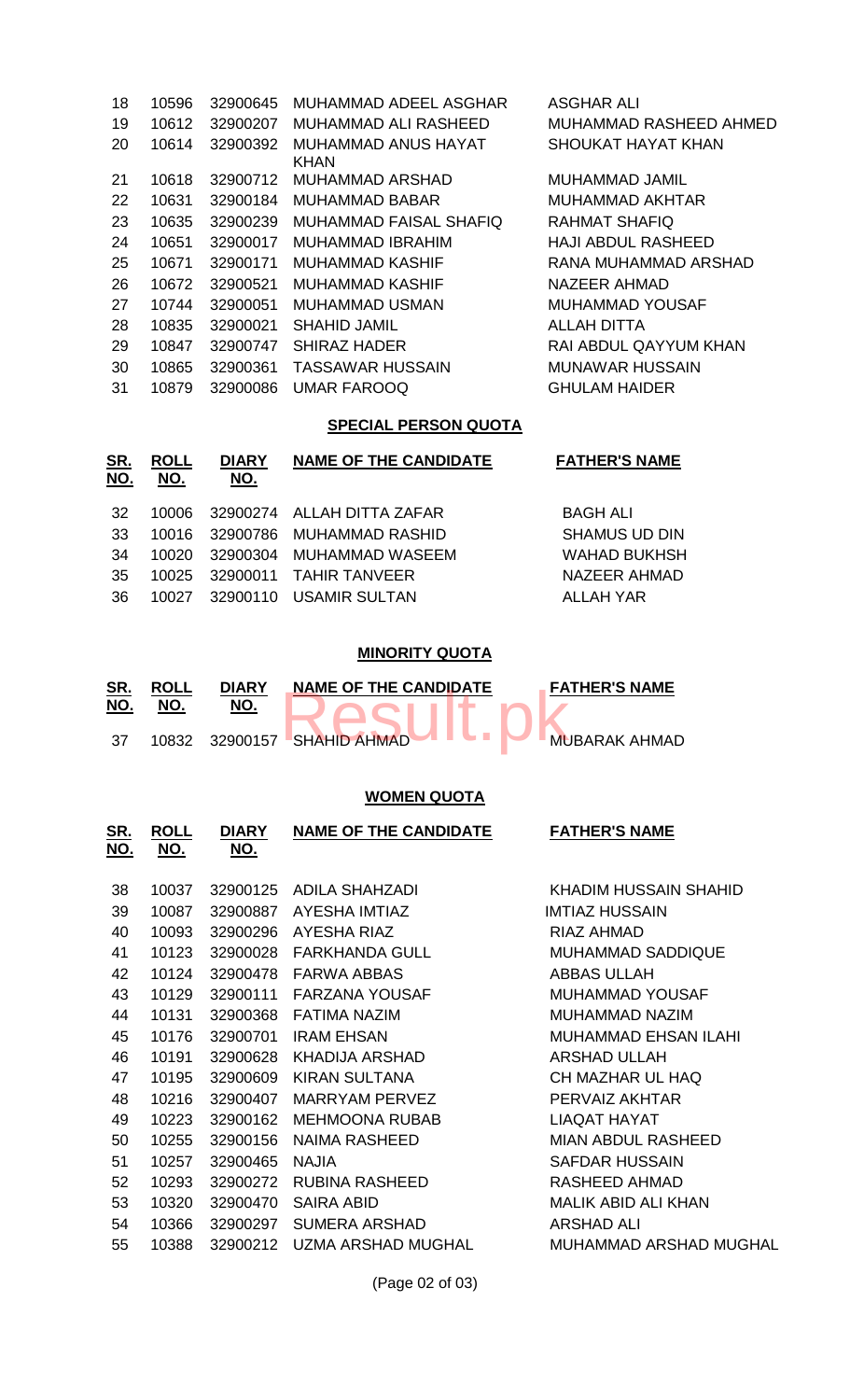| SR. NO. | ROLL NO. | DIARY NO. | NAME OF THE CANDIDATE | FATHER'S NAME |
|---|---|---|---|---|
| 18 | 10596 | 32900645 | MUHAMMAD ADEEL ASGHAR | ASGHAR ALI |
| 19 | 10612 | 32900207 | MUHAMMAD ALI RASHEED | MUHAMMAD RASHEED AHMED |
| 20 | 10614 | 32900392 | MUHAMMAD ANUS HAYAT KHAN | SHOUKAT HAYAT KHAN |
| 21 | 10618 | 32900712 | MUHAMMAD ARSHAD | MUHAMMAD JAMIL |
| 22 | 10631 | 32900184 | MUHAMMAD BABAR | MUHAMMAD AKHTAR |
| 23 | 10635 | 32900239 | MUHAMMAD FAISAL SHAFIQ | RAHMAT SHAFIQ |
| 24 | 10651 | 32900017 | MUHAMMAD IBRAHIM | HAJI ABDUL RASHEED |
| 25 | 10671 | 32900171 | MUHAMMAD KASHIF | RANA MUHAMMAD ARSHAD |
| 26 | 10672 | 32900521 | MUHAMMAD KASHIF | NAZEER AHMAD |
| 27 | 10744 | 32900051 | MUHAMMAD USMAN | MUHAMMAD YOUSAF |
| 28 | 10835 | 32900021 | SHAHID JAMIL | ALLAH DITTA |
| 29 | 10847 | 32900747 | SHIRAZ HADER | RAI ABDUL QAYYUM KHAN |
| 30 | 10865 | 32900361 | TASSAWAR HUSSAIN | MUNAWAR HUSSAIN |
| 31 | 10879 | 32900086 | UMAR FAROOQ | GHULAM HAIDER |

## SPECIAL PERSON QUOTA

| SR. NO. | ROLL NO. | DIARY NO. | NAME OF THE CANDIDATE | FATHER'S NAME |
|---|---|---|---|---|
| 32 | 10006 | 32900274 | ALLAH DITTA ZAFAR | BAGH ALI |
| 33 | 10016 | 32900786 | MUHAMMAD RASHID | SHAMUS UD DIN |
| 34 | 10020 | 32900304 | MUHAMMAD WASEEM | WAHAD BUKHSH |
| 35 | 10025 | 32900011 | TAHIR TANVEER | NAZEER AHMAD |
| 36 | 10027 | 32900110 | USAMIR SULTAN | ALLAH YAR |

## MINORITY QUOTA

| SR. NO. | ROLL NO. | DIARY NO. | NAME OF THE CANDIDATE | FATHER'S NAME |
|---|---|---|---|---|
| 37 | 10832 | 32900157 | SHAHID AHMAD | MUBARAK AHMAD |

## WOMEN QUOTA

| SR. NO. | ROLL NO. | DIARY NO. | NAME OF THE CANDIDATE | FATHER'S NAME |
|---|---|---|---|---|
| 38 | 10037 | 32900125 | ADILA SHAHZADI | KHADIM HUSSAIN SHAHID |
| 39 | 10087 | 32900887 | AYESHA IMTIAZ | IMTIAZ HUSSAIN |
| 40 | 10093 | 32900296 | AYESHA RIAZ | RIAZ AHMAD |
| 41 | 10123 | 32900028 | FARKHANDA GULL | MUHAMMAD SADDIQUE |
| 42 | 10124 | 32900478 | FARWA ABBAS | ABBAS ULLAH |
| 43 | 10129 | 32900111 | FARZANA YOUSAF | MUHAMMAD YOUSAF |
| 44 | 10131 | 32900368 | FATIMA NAZIM | MUHAMMAD NAZIM |
| 45 | 10176 | 32900701 | IRAM EHSAN | MUHAMMAD EHSAN ILAHI |
| 46 | 10191 | 32900628 | KHADIJA ARSHAD | ARSHAD ULLAH |
| 47 | 10195 | 32900609 | KIRAN SULTANA | CH MAZHAR UL HAQ |
| 48 | 10216 | 32900407 | MARRYAM PERVEZ | PERVAIZ AKHTAR |
| 49 | 10223 | 32900162 | MEHMOONA RUBAB | LIAQAT HAYAT |
| 50 | 10255 | 32900156 | NAIMA RASHEED | MIAN ABDUL RASHEED |
| 51 | 10257 | 32900465 | NAJIA | SAFDAR HUSSAIN |
| 52 | 10293 | 32900272 | RUBINA RASHEED | RASHEED AHMAD |
| 53 | 10320 | 32900470 | SAIRA ABID | MALIK ABID ALI KHAN |
| 54 | 10366 | 32900297 | SUMERA ARSHAD | ARSHAD ALI |
| 55 | 10388 | 32900212 | UZMA ARSHAD MUGHAL | MUHAMMAD ARSHAD MUGHAL |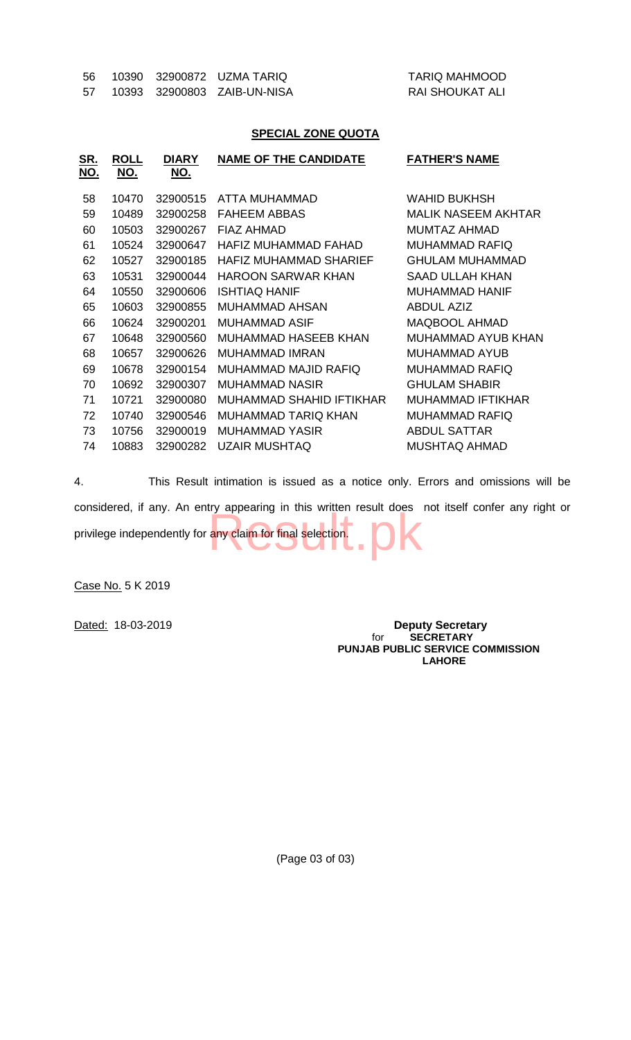| | | | | |
|---|---|---|---|---|
| 56 | 10390 | 32900872 | UZMA TARIQ | TARIQ MAHMOOD |
| 57 | 10393 | 32900803 | ZAIB-UN-NISA | RAI SHOUKAT ALI |

**SPECIAL ZONE QUOTA**

| SR. NO. | ROLL NO. | DIARY NO. | NAME OF THE CANDIDATE | FATHER'S NAME |
|---|---|---|---|---|
| 58 | 10470 | 32900515 | ATTA MUHAMMAD | WAHID BUKHSH |
| 59 | 10489 | 32900258 | FAHEEM ABBAS | MALIK NASEEM AKHTAR |
| 60 | 10503 | 32900267 | FIAZ AHMAD | MUMTAZ AHMAD |
| 61 | 10524 | 32900647 | HAFIZ MUHAMMAD FAHAD | MUHAMMAD RAFIQ |
| 62 | 10527 | 32900185 | HAFIZ MUHAMMAD SHARIEF | GHULAM MUHAMMAD |
| 63 | 10531 | 32900044 | HAROON SARWAR KHAN | SAAD ULLAH KHAN |
| 64 | 10550 | 32900606 | ISHTIAQ HANIF | MUHAMMAD HANIF |
| 65 | 10603 | 32900855 | MUHAMMAD AHSAN | ABDUL AZIZ |
| 66 | 10624 | 32900201 | MUHAMMAD ASIF | MAQBOOL AHMAD |
| 67 | 10648 | 32900560 | MUHAMMAD HASEEB KHAN | MUHAMMAD AYUB KHAN |
| 68 | 10657 | 32900626 | MUHAMMAD IMRAN | MUHAMMAD AYUB |
| 69 | 10678 | 32900154 | MUHAMMAD MAJID RAFIQ | MUHAMMAD RAFIQ |
| 70 | 10692 | 32900307 | MUHAMMAD NASIR | GHULAM SHABIR |
| 71 | 10721 | 32900080 | MUHAMMAD SHAHID IFTIKHAR | MUHAMMAD IFTIKHAR |
| 72 | 10740 | 32900546 | MUHAMMAD TARIQ KHAN | MUHAMMAD RAFIQ |
| 73 | 10756 | 32900019 | MUHAMMAD YASIR | ABDUL SATTAR |
| 74 | 10883 | 32900282 | UZAIR MUSHTAQ | MUSHTAQ AHMAD |

4. This Result intimation is issued as a notice only. Errors and omissions will be considered, if any. An entry appearing in this written result does not itself confer any right or privilege independently for any claim for final selection.

Case No. 5 K 2019

Dated: 18-03-2019

**Deputy Secretary**
for **SECRETARY**
**PUNJAB PUBLIC SERVICE COMMISSION**
**LAHORE**